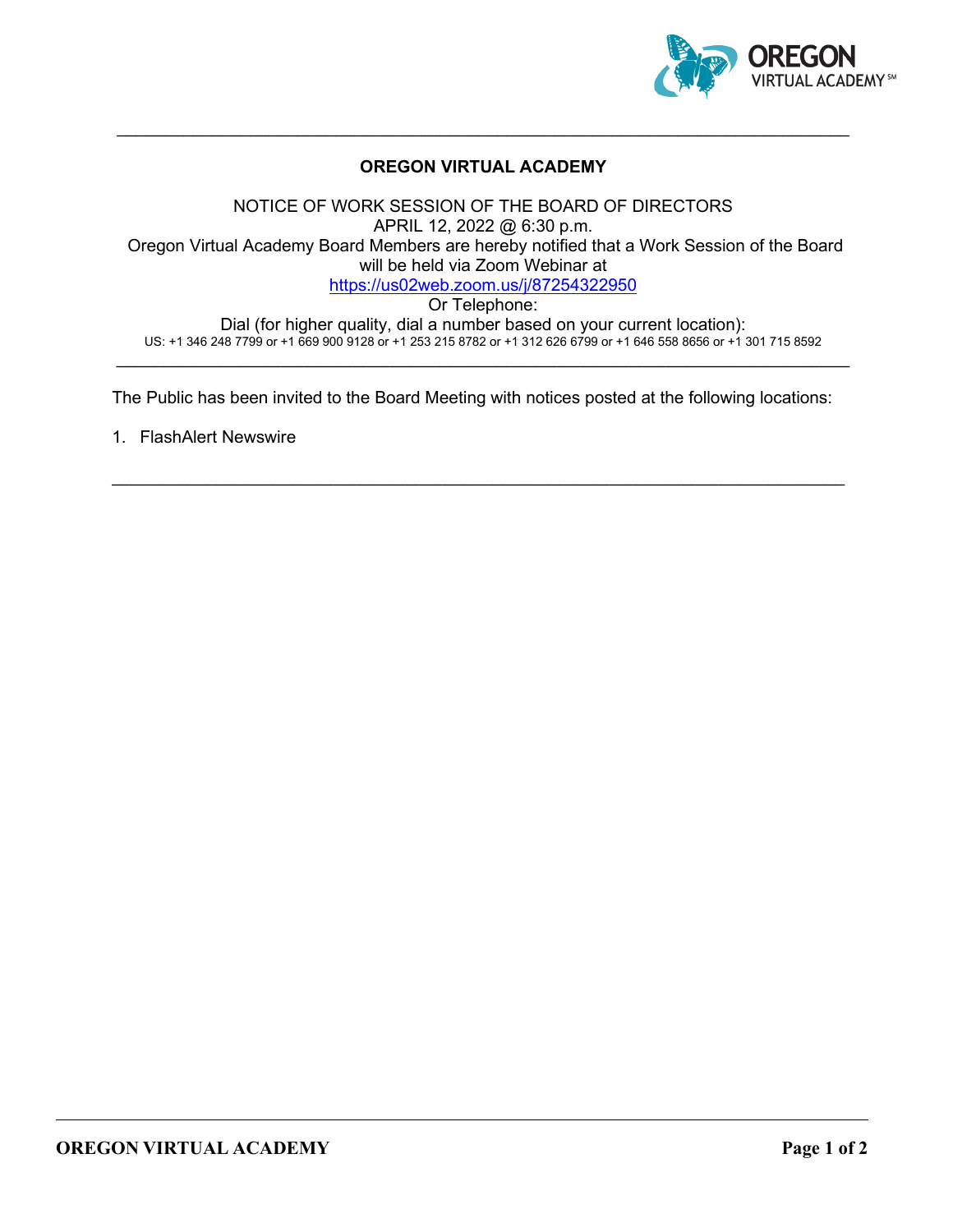# OREGON VIRTUAL ACADEMY

NOTICE OF WORK SESSION OF THE BOARD OF DIRECTORS
APRIL 12, 2022 @ 6:30 p.m.
Oregon Virtual Academy Board Members are hereby notified that a Work Session of the Board will be held via Zoom Webinar at
https://us02web.zoom.us/j/87254322950
Or Telephone:
Dial (for higher quality, dial a number based on your current location):
US: +1 346 248 7799 or +1 669 900 9128 or +1 253 215 8782 or +1 312 626 6799 or +1 646 558 8656 or +1 301 715 8592

---

The Public has been invited to the Board Meeting with notices posted at the following locations:

1. FlashAlert Newswire

---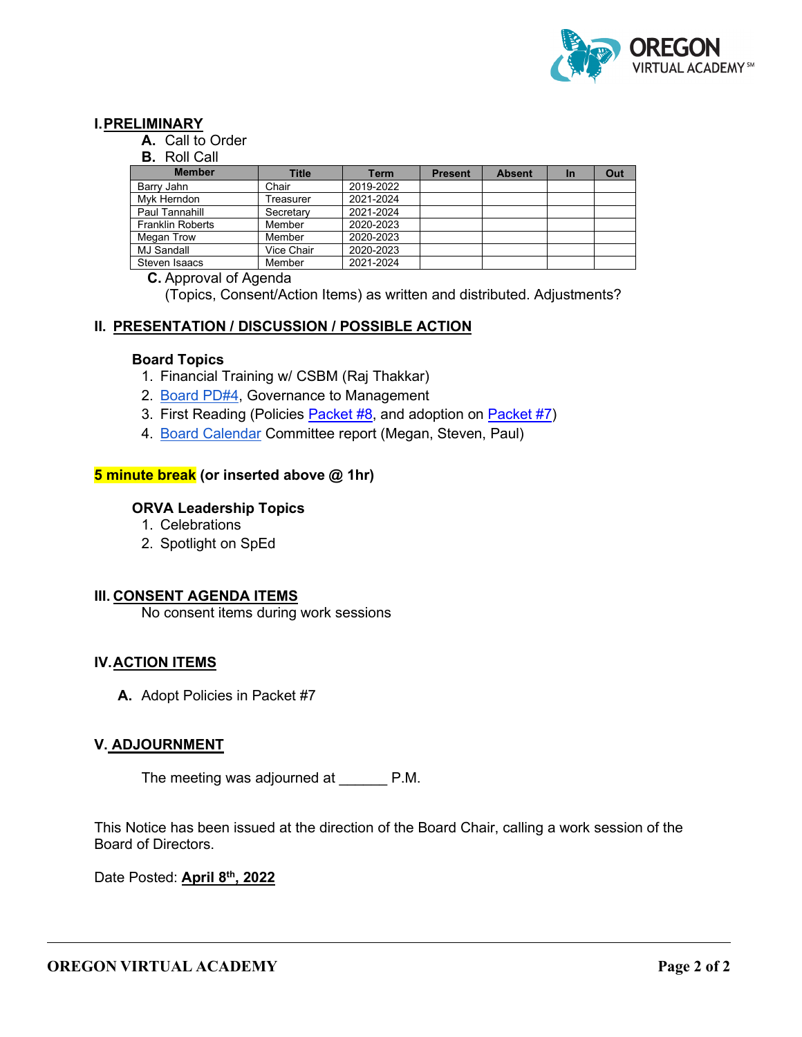## I. PRELIMINARY

**A.** Call to Order

**B.** Roll Call

| Member | Title | Term | Present | Absent | In | Out |
|---|---|---|---|---|---|---|
| Barry Jahn | Chair | 2019-2022 | | | | |
| Myk Herndon | Treasurer | 2021-2024 | | | | |
| Paul Tannahill | Secretary | 2021-2024 | | | | |
| Franklin Roberts | Member | 2020-2023 | | | | |
| Megan Trow | Member | 2020-2023 | | | | |
| MJ Sandall | Vice Chair | 2020-2023 | | | | |
| Steven Isaacs | Member | 2021-2024 | | | | |

**C.** Approval of Agenda
(Topics, Consent/Action Items) as written and distributed. Adjustments?

## II. PRESENTATION / DISCUSSION / POSSIBLE ACTION

### Board Topics

1. Financial Training w/ CSBM (Raj Thakkar)
2. Board PD#4, Governance to Management
3. First Reading (Policies Packet #8, and adoption on Packet #7)
4. Board Calendar Committee report (Megan, Steven, Paul)

**5 minute break (or inserted above @ 1hr)**

### ORVA Leadership Topics

1. Celebrations
2. Spotlight on SpEd

## III. CONSENT AGENDA ITEMS

No consent items during work sessions

## IV. ACTION ITEMS

**A.** Adopt Policies in Packet #7

## V. ADJOURNMENT

The meeting was adjourned at ______ P.M.

This Notice has been issued at the direction of the Board Chair, calling a work session of the Board of Directors.

Date Posted: **April 8th, 2022**